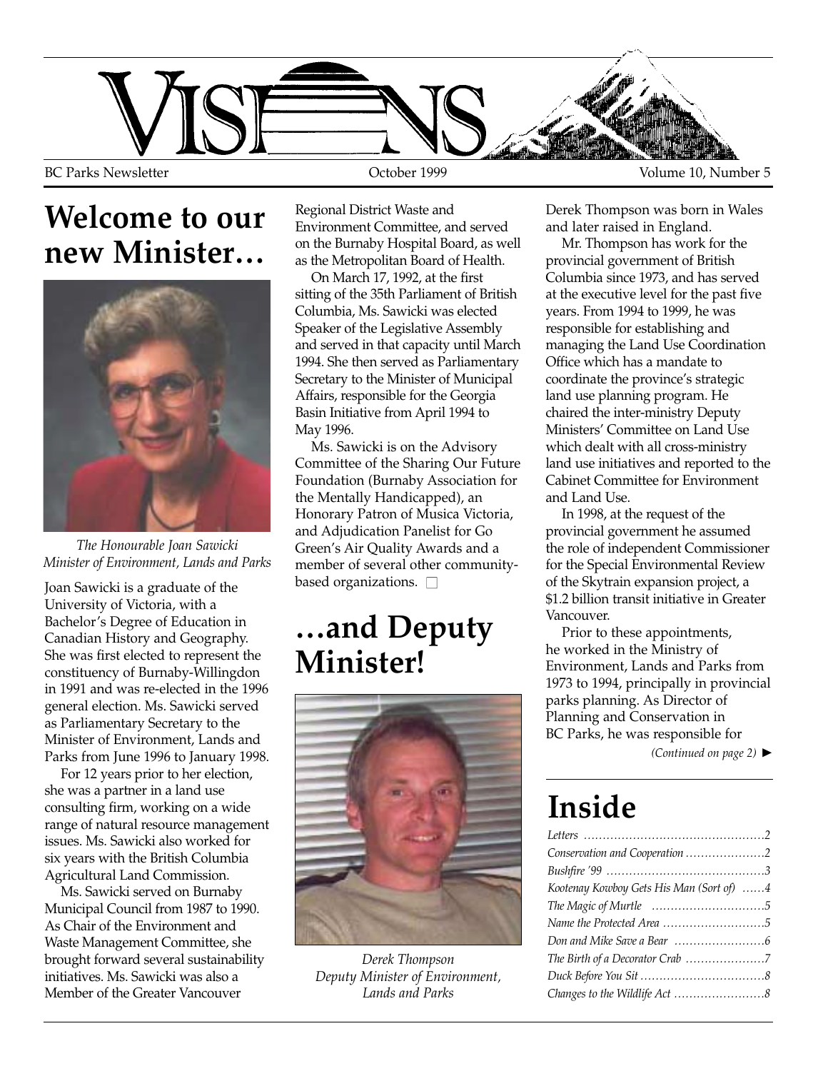# VISIONS

BC Parks Newsletter — October 1999 — Volume 10, Number 5

## Welcome to our new Minister…

*The Honourable Joan Sawicki*
*Minister of Environment, Lands and Parks*

Joan Sawicki is a graduate of the University of Victoria, with a Bachelor's Degree of Education in Canadian History and Geography. She was first elected to represent the constituency of Burnaby-Willingdon in 1991 and was re-elected in the 1996 general election. Ms. Sawicki served as Parliamentary Secretary to the Minister of Environment, Lands and Parks from June 1996 to January 1998.

For 12 years prior to her election, she was a partner in a land use consulting firm, working on a wide range of natural resource management issues. Ms. Sawicki also worked for six years with the British Columbia Agricultural Land Commission.

Ms. Sawicki served on Burnaby Municipal Council from 1987 to 1990. As Chair of the Environment and Waste Management Committee, she brought forward several sustainability initiatives. Ms. Sawicki was also a Member of the Greater Vancouver Regional District Waste and Environment Committee, and served on the Burnaby Hospital Board, as well as the Metropolitan Board of Health.

On March 17, 1992, at the first sitting of the 35th Parliament of British Columbia, Ms. Sawicki was elected Speaker of the Legislative Assembly and served in that capacity until March 1994. She then served as Parliamentary Secretary to the Minister of Municipal Affairs, responsible for the Georgia Basin Initiative from April 1994 to May 1996.

Ms. Sawicki is on the Advisory Committee of the Sharing Our Future Foundation (Burnaby Association for the Mentally Handicapped), an Honorary Patron of Musica Victoria, and Adjudication Panelist for Go Green's Air Quality Awards and a member of several other community-based organizations. ☐

## …and Deputy Minister!

*Derek Thompson*
*Deputy Minister of Environment, Lands and Parks*

Derek Thompson was born in Wales and later raised in England.

Mr. Thompson has work for the provincial government of British Columbia since 1973, and has served at the executive level for the past five years. From 1994 to 1999, he was responsible for establishing and managing the Land Use Coordination Office which has a mandate to coordinate the province's strategic land use planning program. He chaired the inter-ministry Deputy Ministers' Committee on Land Use which dealt with all cross-ministry land use initiatives and reported to the Cabinet Committee for Environment and Land Use.

In 1998, at the request of the provincial government he assumed the role of independent Commissioner for the Special Environmental Review of the Skytrain expansion project, a $1.2 billion transit initiative in Greater Vancouver.

Prior to these appointments, he worked in the Ministry of Environment, Lands and Parks from 1973 to 1994, principally in provincial parks planning. As Director of Planning and Conservation in BC Parks, he was responsible for

*(Continued on page 2)* ►

## Inside

| | |
|---|---|
| *Letters* | *2* |
| *Conservation and Cooperation* | *2* |
| *Bushfire '99* | *3* |
| *Kootenay Kowboy Gets His Man (Sort of)* | *4* |
| *The Magic of Murtle* | *5* |
| *Name the Protected Area* | *5* |
| *Don and Mike Save a Bear* | *6* |
| *The Birth of a Decorator Crab* | *7* |
| *Duck Before You Sit* | *8* |
| *Changes to the Wildlife Act* | *8* |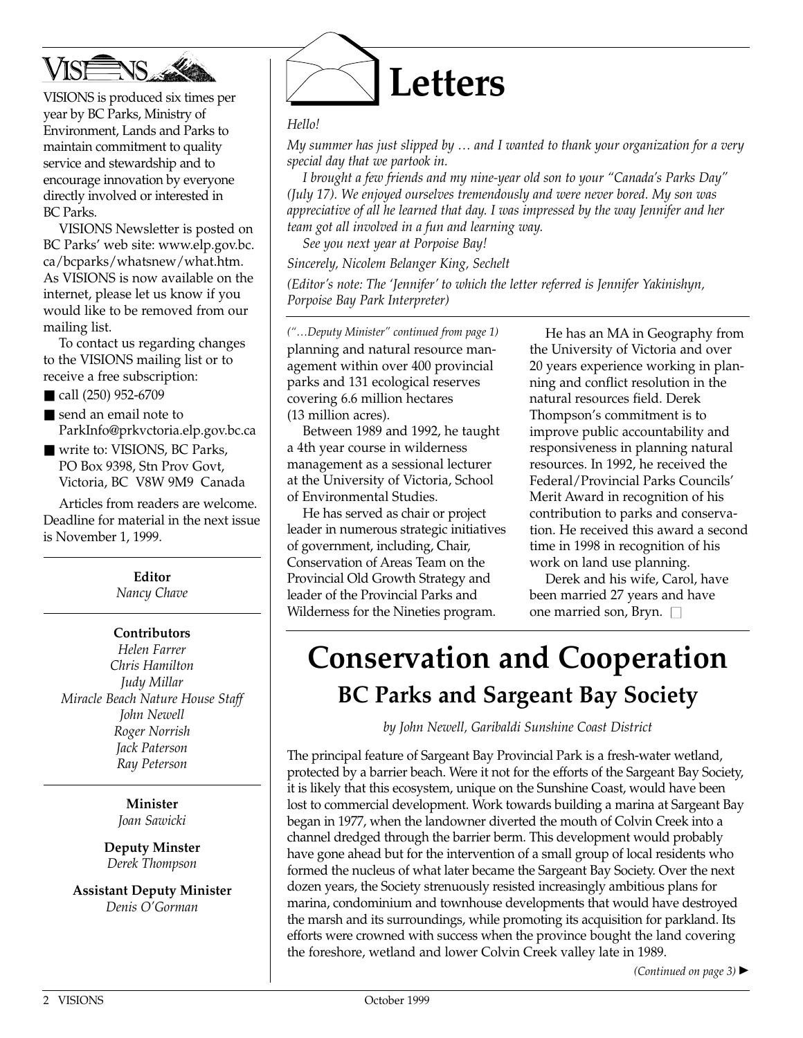VISIONS is produced six times per year by BC Parks, Ministry of Environment, Lands and Parks to maintain commitment to quality service and stewardship and to encourage innovation by everyone directly involved or interested in BC Parks.

VISIONS Newsletter is posted on BC Parks' web site: www.elp.gov.bc.ca/bcparks/whatsnew/what.htm. As VISIONS is now available on the internet, please let us know if you would like to be removed from our mailing list.

To contact us regarding changes to the VISIONS mailing list or to receive a free subscription:

- call (250) 952-6709
- send an email note to ParkInfo@prkvctoria.elp.gov.bc.ca
- write to: VISIONS, BC Parks, PO Box 9398, Stn Prov Govt, Victoria, BC V8W 9M9 Canada

Articles from readers are welcome. Deadline for material in the next issue is November 1, 1999.

**Editor**
*Nancy Chave*

**Contributors**
*Helen Farrer*
*Chris Hamilton*
*Judy Millar*
*Miracle Beach Nature House Staff*
*John Newell*
*Roger Norrish*
*Jack Paterson*
*Ray Peterson*

**Minister**
*Joan Sawicki*

**Deputy Minster**
*Derek Thompson*

**Assistant Deputy Minister**
*Denis O'Gorman*

# Letters

*Hello!*

*My summer has just slipped by … and I wanted to thank your organization for a very special day that we partook in.*

*I brought a few friends and my nine-year old son to your "Canada's Parks Day" (July 17). We enjoyed ourselves tremendously and were never bored. My son was appreciative of all he learned that day. I was impressed by the way Jennifer and her team got all involved in a fun and learning way.*

*See you next year at Porpoise Bay!*

*Sincerely, Nicolem Belanger King, Sechelt*

*(Editor's note: The 'Jennifer' to which the letter referred is Jennifer Yakinishyn, Porpoise Bay Park Interpreter)*

*("…Deputy Minister" continued from page 1)*

planning and natural resource management within over 400 provincial parks and 131 ecological reserves covering 6.6 million hectares (13 million acres).

Between 1989 and 1992, he taught a 4th year course in wilderness management as a sessional lecturer at the University of Victoria, School of Environmental Studies.

He has served as chair or project leader in numerous strategic initiatives of government, including, Chair, Conservation of Areas Team on the Provincial Old Growth Strategy and leader of the Provincial Parks and Wilderness for the Nineties program.

He has an MA in Geography from the University of Victoria and over 20 years experience working in planning and conflict resolution in the natural resources field. Derek Thompson's commitment is to improve public accountability and responsiveness in planning natural resources. In 1992, he received the Federal/Provincial Parks Councils' Merit Award in recognition of his contribution to parks and conservation. He received this award a second time in 1998 in recognition of his work on land use planning.

Derek and his wife, Carol, have been married 27 years and have one married son, Bryn.

# Conservation and Cooperation

## BC Parks and Sargeant Bay Society

*by John Newell, Garibaldi Sunshine Coast District*

The principal feature of Sargeant Bay Provincial Park is a fresh-water wetland, protected by a barrier beach. Were it not for the efforts of the Sargeant Bay Society, it is likely that this ecosystem, unique on the Sunshine Coast, would have been lost to commercial development. Work towards building a marina at Sargeant Bay began in 1977, when the landowner diverted the mouth of Colvin Creek into a channel dredged through the barrier berm. This development would probably have gone ahead but for the intervention of a small group of local residents who formed the nucleus of what later became the Sargeant Bay Society. Over the next dozen years, the Society strenuously resisted increasingly ambitious plans for marina, condominium and townhouse developments that would have destroyed the marsh and its surroundings, while promoting its acquisition for parkland. Its efforts were crowned with success when the province bought the land covering the foreshore, wetland and lower Colvin Creek valley late in 1989.

*(Continued on page 3)* ►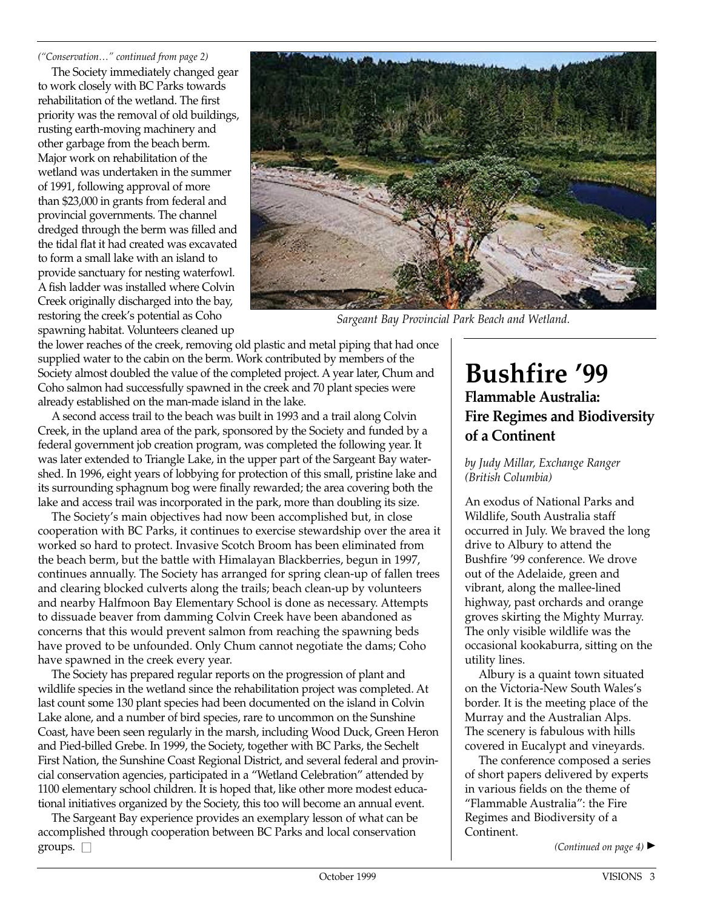*("Conservation…" continued from page 2)*

The Society immediately changed gear to work closely with BC Parks towards rehabilitation of the wetland. The first priority was the removal of old buildings, rusting earth-moving machinery and other garbage from the beach berm. Major work on rehabilitation of the wetland was undertaken in the summer of 1991, following approval of more than $23,000 in grants from federal and provincial governments. The channel dredged through the berm was filled and the tidal flat it had created was excavated to form a small lake with an island to provide sanctuary for nesting waterfowl. A fish ladder was installed where Colvin Creek originally discharged into the bay, restoring the creek's potential as Coho spawning habitat. Volunteers cleaned up the lower reaches of the creek, removing old plastic and metal piping that had once supplied water to the cabin on the berm. Work contributed by members of the Society almost doubled the value of the completed project. A year later, Chum and Coho salmon had successfully spawned in the creek and 70 plant species were already established on the man-made island in the lake.

*Sargeant Bay Provincial Park Beach and Wetland.*

A second access trail to the beach was built in 1993 and a trail along Colvin Creek, in the upland area of the park, sponsored by the Society and funded by a federal government job creation program, was completed the following year. It was later extended to Triangle Lake, in the upper part of the Sargeant Bay watershed. In 1996, eight years of lobbying for protection of this small, pristine lake and its surrounding sphagnum bog were finally rewarded; the area covering both the lake and access trail was incorporated in the park, more than doubling its size.

The Society's main objectives had now been accomplished but, in close cooperation with BC Parks, it continues to exercise stewardship over the area it worked so hard to protect. Invasive Scotch Broom has been eliminated from the beach berm, but the battle with Himalayan Blackberries, begun in 1997, continues annually. The Society has arranged for spring clean-up of fallen trees and clearing blocked culverts along the trails; beach clean-up by volunteers and nearby Halfmoon Bay Elementary School is done as necessary. Attempts to dissuade beaver from damming Colvin Creek have been abandoned as concerns that this would prevent salmon from reaching the spawning beds have proved to be unfounded. Only Chum cannot negotiate the dams; Coho have spawned in the creek every year.

The Society has prepared regular reports on the progression of plant and wildlife species in the wetland since the rehabilitation project was completed. At last count some 130 plant species had been documented on the island in Colvin Lake alone, and a number of bird species, rare to uncommon on the Sunshine Coast, have been seen regularly in the marsh, including Wood Duck, Green Heron and Pied-billed Grebe. In 1999, the Society, together with BC Parks, the Sechelt First Nation, the Sunshine Coast Regional District, and several federal and provincial conservation agencies, participated in a "Wetland Celebration" attended by 1100 elementary school children. It is hoped that, like other more modest educational initiatives organized by the Society, this too will become an annual event.

The Sargeant Bay experience provides an exemplary lesson of what can be accomplished through cooperation between BC Parks and local conservation groups. □

# Bushfire '99

## Flammable Australia: Fire Regimes and Biodiversity of a Continent

*by Judy Millar, Exchange Ranger (British Columbia)*

An exodus of National Parks and Wildlife, South Australia staff occurred in July. We braved the long drive to Albury to attend the Bushfire '99 conference. We drove out of the Adelaide, green and vibrant, along the mallee-lined highway, past orchards and orange groves skirting the Mighty Murray. The only visible wildlife was the occasional kookaburra, sitting on the utility lines.

Albury is a quaint town situated on the Victoria-New South Wales's border. It is the meeting place of the Murray and the Australian Alps. The scenery is fabulous with hills covered in Eucalypt and vineyards.

The conference composed a series of short papers delivered by experts in various fields on the theme of "Flammable Australia": the Fire Regimes and Biodiversity of a Continent.

*(Continued on page 4)* ►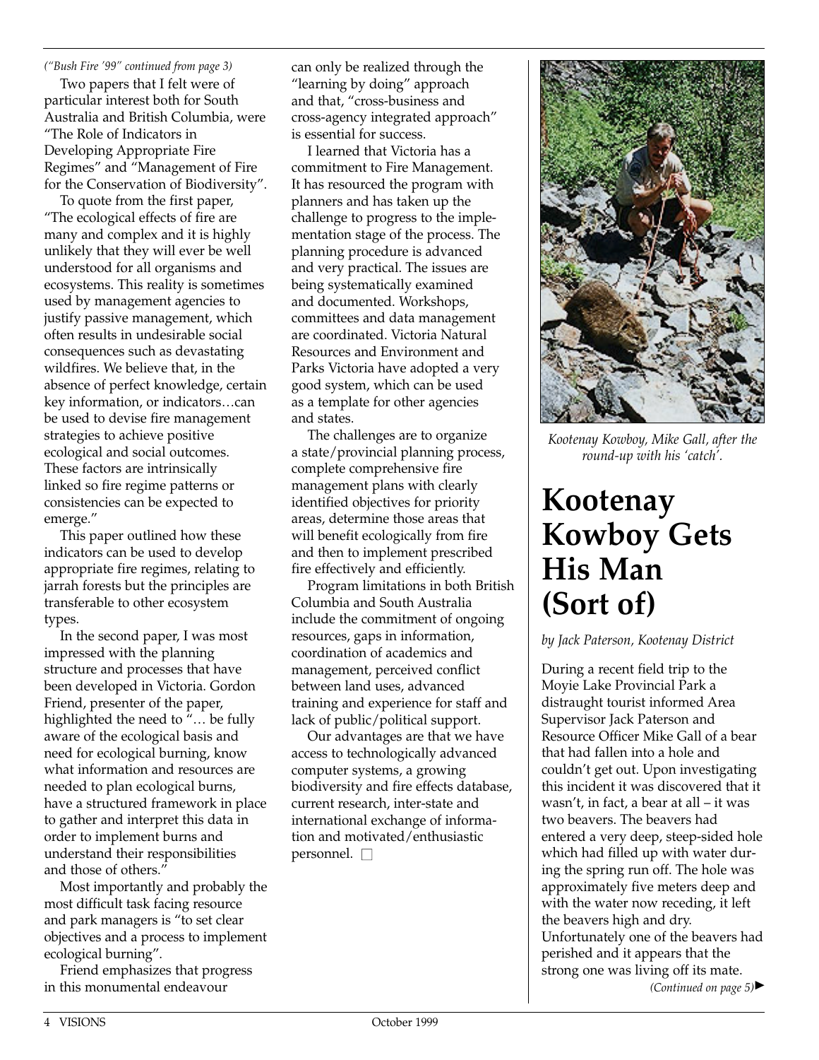*("Bush Fire '99" continued from page 3)*

Two papers that I felt were of particular interest both for South Australia and British Columbia, were "The Role of Indicators in Developing Appropriate Fire Regimes" and "Management of Fire for the Conservation of Biodiversity".

To quote from the first paper, "The ecological effects of fire are many and complex and it is highly unlikely that they will ever be well understood for all organisms and ecosystems. This reality is sometimes used by management agencies to justify passive management, which often results in undesirable social consequences such as devastating wildfires. We believe that, in the absence of perfect knowledge, certain key information, or indicators…can be used to devise fire management strategies to achieve positive ecological and social outcomes. These factors are intrinsically linked so fire regime patterns or consistencies can be expected to emerge."

This paper outlined how these indicators can be used to develop appropriate fire regimes, relating to jarrah forests but the principles are transferable to other ecosystem types.

In the second paper, I was most impressed with the planning structure and processes that have been developed in Victoria. Gordon Friend, presenter of the paper, highlighted the need to "… be fully aware of the ecological basis and need for ecological burning, know what information and resources are needed to plan ecological burns, have a structured framework in place to gather and interpret this data in order to implement burns and understand their responsibilities and those of others."

Most importantly and probably the most difficult task facing resource and park managers is "to set clear objectives and a process to implement ecological burning".

Friend emphasizes that progress in this monumental endeavour can only be realized through the "learning by doing" approach and that, "cross-business and cross-agency integrated approach" is essential for success.

I learned that Victoria has a commitment to Fire Management. It has resourced the program with planners and has taken up the challenge to progress to the implementation stage of the process. The planning procedure is advanced and very practical. The issues are being systematically examined and documented. Workshops, committees and data management are coordinated. Victoria Natural Resources and Environment and Parks Victoria have adopted a very good system, which can be used as a template for other agencies and states.

The challenges are to organize a state/provincial planning process, complete comprehensive fire management plans with clearly identified objectives for priority areas, determine those areas that will benefit ecologically from fire and then to implement prescribed fire effectively and efficiently.

Program limitations in both British Columbia and South Australia include the commitment of ongoing resources, gaps in information, coordination of academics and management, perceived conflict between land uses, advanced training and experience for staff and lack of public/political support.

Our advantages are that we have access to technologically advanced computer systems, a growing biodiversity and fire effects database, current research, inter-state and international exchange of information and motivated/enthusiastic personnel. □

*Kootenay Kowboy, Mike Gall, after the round-up with his 'catch'.*

# Kootenay Kowboy Gets His Man (Sort of)

*by Jack Paterson, Kootenay District*

During a recent field trip to the Moyie Lake Provincial Park a distraught tourist informed Area Supervisor Jack Paterson and Resource Officer Mike Gall of a bear that had fallen into a hole and couldn't get out. Upon investigating this incident it was discovered that it wasn't, in fact, a bear at all – it was two beavers. The beavers had entered a very deep, steep-sided hole which had filled up with water during the spring run off. The hole was approximately five meters deep and with the water now receding, it left the beavers high and dry. Unfortunately one of the beavers had perished and it appears that the strong one was living off its mate.

*(Continued on page 5)*►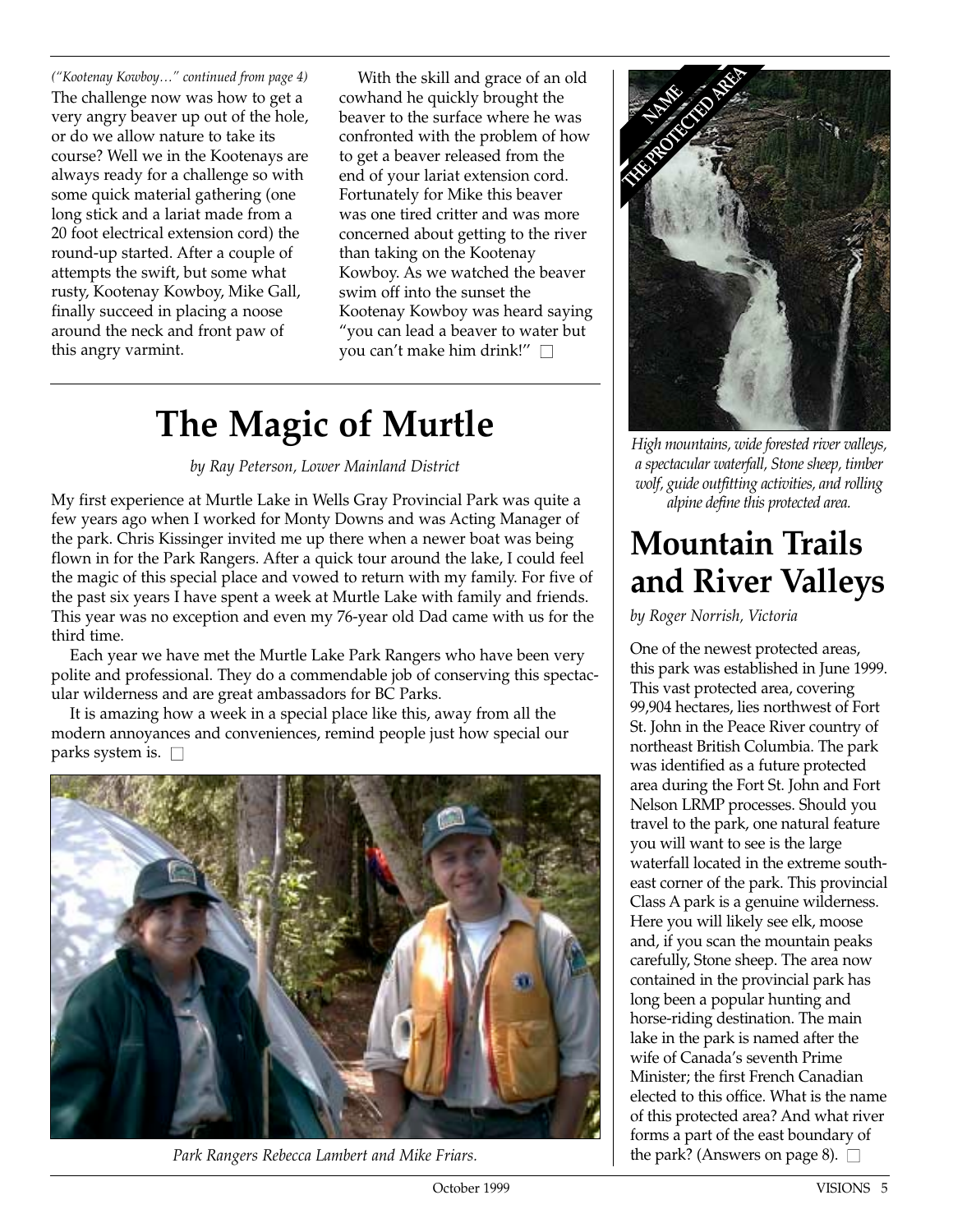*("Kootenay Kowboy…" continued from page 4)*

The challenge now was how to get a very angry beaver up out of the hole, or do we allow nature to take its course? Well we in the Kootenays are always ready for a challenge so with some quick material gathering (one long stick and a lariat made from a 20 foot electrical extension cord) the round-up started. After a couple of attempts the swift, but some what rusty, Kootenay Kowboy, Mike Gall, finally succeed in placing a noose around the neck and front paw of this angry varmint.

With the skill and grace of an old cowhand he quickly brought the beaver to the surface where he was confronted with the problem of how to get a beaver released from the end of your lariat extension cord. Fortunately for Mike this beaver was one tired critter and was more concerned about getting to the river than taking on the Kootenay Kowboy. As we watched the beaver swim off into the sunset the Kootenay Kowboy was heard saying "you can lead a beaver to water but you can't make him drink!" □

# The Magic of Murtle

*by Ray Peterson, Lower Mainland District*

My first experience at Murtle Lake in Wells Gray Provincial Park was quite a few years ago when I worked for Monty Downs and was Acting Manager of the park. Chris Kissinger invited me up there when a newer boat was being flown in for the Park Rangers. After a quick tour around the lake, I could feel the magic of this special place and vowed to return with my family. For five of the past six years I have spent a week at Murtle Lake with family and friends. This year was no exception and even my 76-year old Dad came with us for the third time.

Each year we have met the Murtle Lake Park Rangers who have been very polite and professional. They do a commendable job of conserving this spectacular wilderness and are great ambassadors for BC Parks.

It is amazing how a week in a special place like this, away from all the modern annoyances and conveniences, remind people just how special our parks system is. □

*Park Rangers Rebecca Lambert and Mike Friars.*

NAME THE PROTECTED AREA

*High mountains, wide forested river valleys, a spectacular waterfall, Stone sheep, timber wolf, guide outfitting activities, and rolling alpine define this protected area.*

# Mountain Trails and River Valleys

*by Roger Norrish, Victoria*

One of the newest protected areas, this park was established in June 1999. This vast protected area, covering 99,904 hectares, lies northwest of Fort St. John in the Peace River country of northeast British Columbia. The park was identified as a future protected area during the Fort St. John and Fort Nelson LRMP processes. Should you travel to the park, one natural feature you will want to see is the large waterfall located in the extreme southeast corner of the park. This provincial Class A park is a genuine wilderness. Here you will likely see elk, moose and, if you scan the mountain peaks carefully, Stone sheep. The area now contained in the provincial park has long been a popular hunting and horse-riding destination. The main lake in the park is named after the wife of Canada's seventh Prime Minister; the first French Canadian elected to this office. What is the name of this protected area? And what river forms a part of the east boundary of the park? (Answers on page 8). □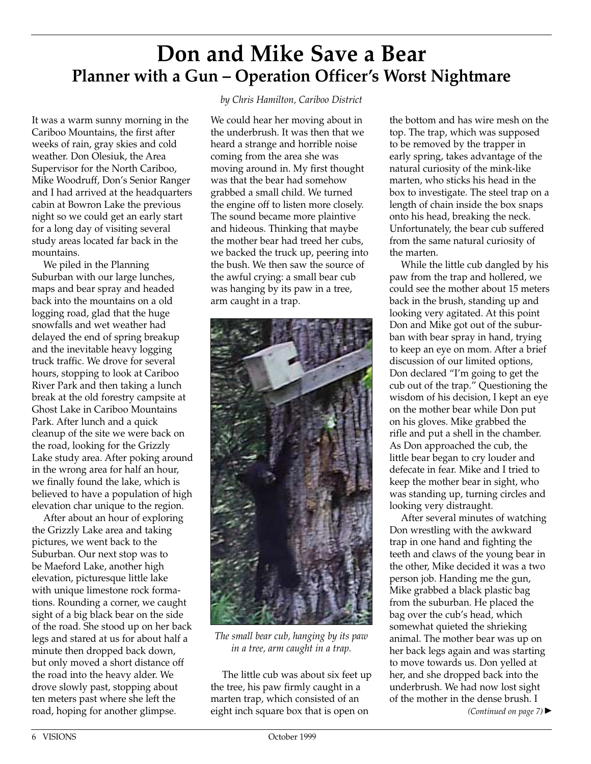# Don and Mike Save a Bear

## Planner with a Gun – Operation Officer's Worst Nightmare

*by Chris Hamilton, Cariboo District*

It was a warm sunny morning in the Cariboo Mountains, the first after weeks of rain, gray skies and cold weather. Don Olesiuk, the Area Supervisor for the North Cariboo, Mike Woodruff, Don's Senior Ranger and I had arrived at the headquarters cabin at Bowron Lake the previous night so we could get an early start for a long day of visiting several study areas located far back in the mountains.

We piled in the Planning Suburban with our large lunches, maps and bear spray and headed back into the mountains on a old logging road, glad that the huge snowfalls and wet weather had delayed the end of spring breakup and the inevitable heavy logging truck traffic. We drove for several hours, stopping to look at Cariboo River Park and then taking a lunch break at the old forestry campsite at Ghost Lake in Cariboo Mountains Park. After lunch and a quick cleanup of the site we were back on the road, looking for the Grizzly Lake study area. After poking around in the wrong area for half an hour, we finally found the lake, which is believed to have a population of high elevation char unique to the region.

After about an hour of exploring the Grizzly Lake area and taking pictures, we went back to the Suburban. Our next stop was to be Maeford Lake, another high elevation, picturesque little lake with unique limestone rock formations. Rounding a corner, we caught sight of a big black bear on the side of the road. She stood up on her back legs and stared at us for about half a minute then dropped back down, but only moved a short distance off the road into the heavy alder. We drove slowly past, stopping about ten meters past where she left the road, hoping for another glimpse.

We could hear her moving about in the underbrush. It was then that we heard a strange and horrible noise coming from the area she was moving around in. My first thought was that the bear had somehow grabbed a small child. We turned the engine off to listen more closely. The sound became more plaintive and hideous. Thinking that maybe the mother bear had treed her cubs, we backed the truck up, peering into the bush. We then saw the source of the awful crying: a small bear cub was hanging by its paw in a tree, arm caught in a trap.

*The small bear cub, hanging by its paw in a tree, arm caught in a trap.*

The little cub was about six feet up the tree, his paw firmly caught in a marten trap, which consisted of an eight inch square box that is open on the bottom and has wire mesh on the top. The trap, which was supposed to be removed by the trapper in early spring, takes advantage of the natural curiosity of the mink-like marten, who sticks his head in the box to investigate. The steel trap on a length of chain inside the box snaps onto his head, breaking the neck. Unfortunately, the bear cub suffered from the same natural curiosity of the marten.

While the little cub dangled by his paw from the trap and hollered, we could see the mother about 15 meters back in the brush, standing up and looking very agitated. At this point Don and Mike got out of the suburban with bear spray in hand, trying to keep an eye on mom. After a brief discussion of our limited options, Don declared "I'm going to get the cub out of the trap." Questioning the wisdom of his decision, I kept an eye on the mother bear while Don put on his gloves. Mike grabbed the rifle and put a shell in the chamber. As Don approached the cub, the little bear began to cry louder and defecate in fear. Mike and I tried to keep the mother bear in sight, who was standing up, turning circles and looking very distraught.

After several minutes of watching Don wrestling with the awkward trap in one hand and fighting the teeth and claws of the young bear in the other, Mike decided it was a two person job. Handing me the gun, Mike grabbed a black plastic bag from the suburban. He placed the bag over the cub's head, which somewhat quieted the shrieking animal. The mother bear was up on her back legs again and was starting to move towards us. Don yelled at her, and she dropped back into the underbrush. We had now lost sight of the mother in the dense brush. I

*(Continued on page 7)* ►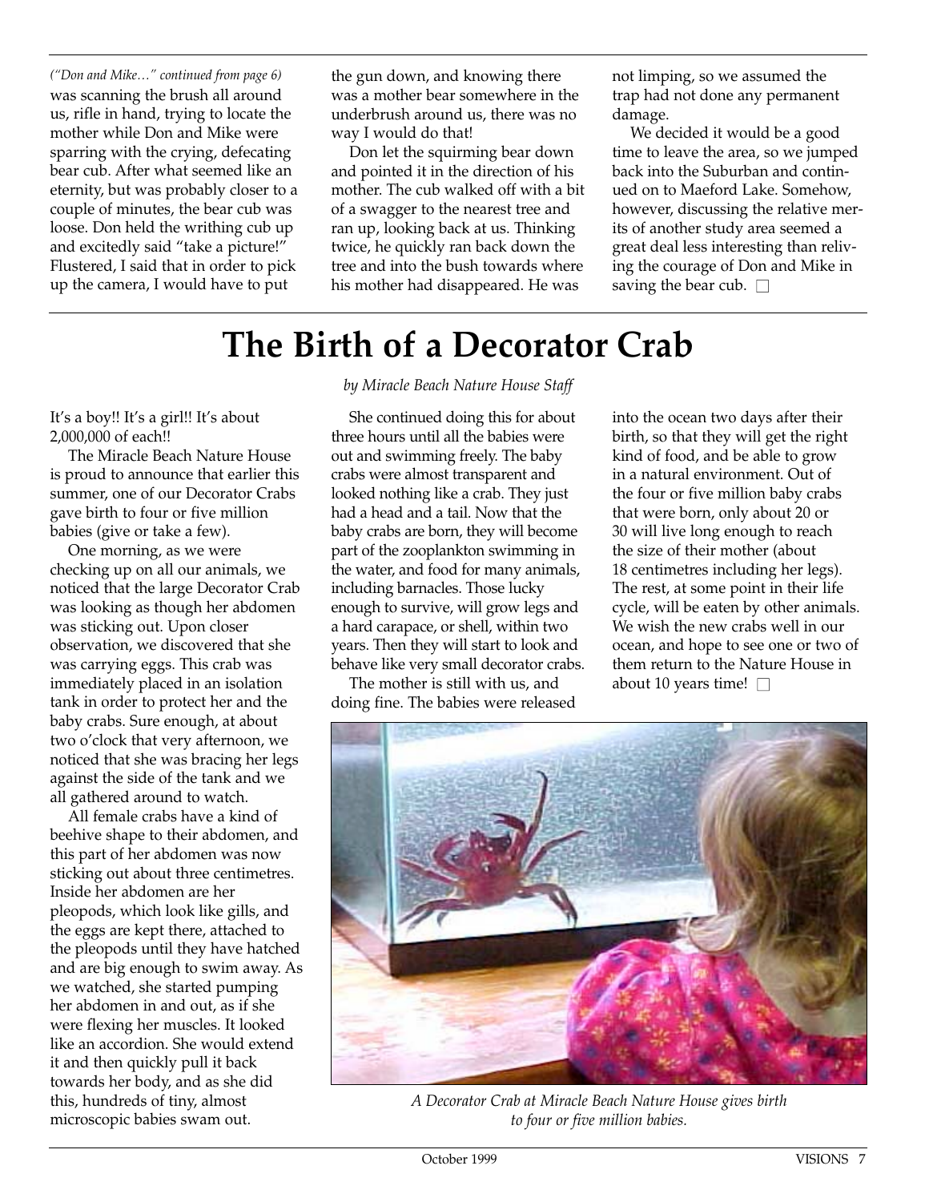*("Don and Mike…" continued from page 6)*
was scanning the brush all around us, rifle in hand, trying to locate the mother while Don and Mike were sparring with the crying, defecating bear cub. After what seemed like an eternity, but was probably closer to a couple of minutes, the bear cub was loose. Don held the writhing cub up and excitedly said "take a picture!" Flustered, I said that in order to pick up the camera, I would have to put the gun down, and knowing there was a mother bear somewhere in the underbrush around us, there was no way I would do that!

Don let the squirming bear down and pointed it in the direction of his mother. The cub walked off with a bit of a swagger to the nearest tree and ran up, looking back at us. Thinking twice, he quickly ran back down the tree and into the bush towards where his mother had disappeared. He was not limping, so we assumed the trap had not done any permanent damage.

We decided it would be a good time to leave the area, so we jumped back into the Suburban and continued on to Maeford Lake. Somehow, however, discussing the relative merits of another study area seemed a great deal less interesting than reliving the courage of Don and Mike in saving the bear cub. □

# The Birth of a Decorator Crab

*by Miracle Beach Nature House Staff*

It's a boy!! It's a girl!! It's about 2,000,000 of each!!

The Miracle Beach Nature House is proud to announce that earlier this summer, one of our Decorator Crabs gave birth to four or five million babies (give or take a few).

One morning, as we were checking up on all our animals, we noticed that the large Decorator Crab was looking as though her abdomen was sticking out. Upon closer observation, we discovered that she was carrying eggs. This crab was immediately placed in an isolation tank in order to protect her and the baby crabs. Sure enough, at about two o'clock that very afternoon, we noticed that she was bracing her legs against the side of the tank and we all gathered around to watch.

All female crabs have a kind of beehive shape to their abdomen, and this part of her abdomen was now sticking out about three centimetres. Inside her abdomen are her pleopods, which look like gills, and the eggs are kept there, attached to the pleopods until they have hatched and are big enough to swim away. As we watched, she started pumping her abdomen in and out, as if she were flexing her muscles. It looked like an accordion. She would extend it and then quickly pull it back towards her body, and as she did this, hundreds of tiny, almost microscopic babies swam out.

She continued doing this for about three hours until all the babies were out and swimming freely. The baby crabs were almost transparent and looked nothing like a crab. They just had a head and a tail. Now that the baby crabs are born, they will become part of the zooplankton swimming in the water, and food for many animals, including barnacles. Those lucky enough to survive, will grow legs and a hard carapace, or shell, within two years. Then they will start to look and behave like very small decorator crabs.

The mother is still with us, and doing fine. The babies were released into the ocean two days after their birth, so that they will get the right kind of food, and be able to grow in a natural environment. Out of the four or five million baby crabs that were born, only about 20 or 30 will live long enough to reach the size of their mother (about 18 centimetres including her legs). The rest, at some point in their life cycle, will be eaten by other animals. We wish the new crabs well in our ocean, and hope to see one or two of them return to the Nature House in about 10 years time! □

*A Decorator Crab at Miracle Beach Nature House gives birth to four or five million babies.*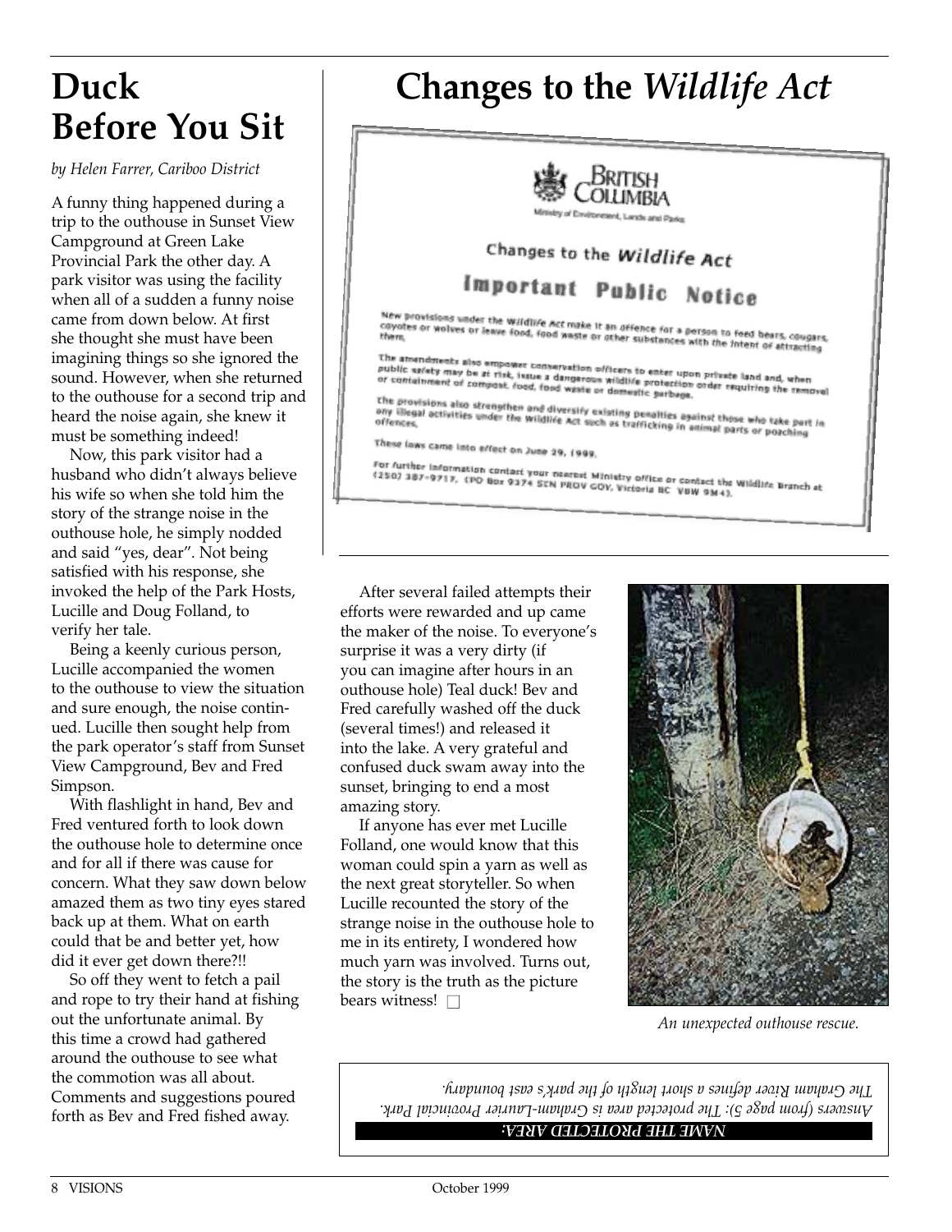# Duck Before You Sit

*by Helen Farrer, Cariboo District*

A funny thing happened during a trip to the outhouse in Sunset View Campground at Green Lake Provincial Park the other day. A park visitor was using the facility when all of a sudden a funny noise came from down below. At first she thought she must have been imagining things so she ignored the sound. However, when she returned to the outhouse for a second trip and heard the noise again, she knew it must be something indeed!

Now, this park visitor had a husband who didn't always believe his wife so when she told him the story of the strange noise in the outhouse hole, he simply nodded and said "yes, dear". Not being satisfied with his response, she invoked the help of the Park Hosts, Lucille and Doug Folland, to verify her tale.

Being a keenly curious person, Lucille accompanied the women to the outhouse to view the situation and sure enough, the noise continued. Lucille then sought help from the park operator's staff from Sunset View Campground, Bev and Fred Simpson.

With flashlight in hand, Bev and Fred ventured forth to look down the outhouse hole to determine once and for all if there was cause for concern. What they saw down below amazed them as two tiny eyes stared back up at them. What on earth could that be and better yet, how did it ever get down there?!!

So off they went to fetch a pail and rope to try their hand at fishing out the unfortunate animal. By this time a crowd had gathered around the outhouse to see what the commotion was all about. Comments and suggestions poured forth as Bev and Fred fished away.

After several failed attempts their efforts were rewarded and up came the maker of the noise. To everyone's surprise it was a very dirty (if you can imagine after hours in an outhouse hole) Teal duck! Bev and Fred carefully washed off the duck (several times!) and released it into the lake. A very grateful and confused duck swam away into the sunset, bringing to end a most amazing story.

If anyone has ever met Lucille Folland, one would know that this woman could spin a yarn as well as the next great storyteller. So when Lucille recounted the story of the strange noise in the outhouse hole to me in its entirety, I wondered how much yarn was involved. Turns out, the story is the truth as the picture bears witness!

*An unexpected outhouse rescue.*

# Changes to the *Wildlife Act*

British Columbia

Ministry of Environment, Lands and Parks

## Changes to the *Wildlife Act*

## Important Public Notice

New provisions under the *Wildlife Act* make it an offence for a person to feed bears, cougars, coyotes or wolves or leave food, food waste or other substances with the intent of attracting them.

The amendments also empower conservation officers to enter upon private land and, when public safety may be at risk, issue a dangerous wildlife protection order requiring the removal or containment of compost, food, food waste or domestic garbage.

The provisions also strengthen and diversify existing penalties against those who take part in any illegal activities under the *Wildlife Act* such as trafficking in animal parts or poaching offences.

These laws came into effect on June 29, 1999.

For further information contact your nearest Ministry office or contact the Wildlife Branch at (250) 387-9717, (PO Box 9374 STN PROV GOV, Victoria BC V8W 9M4).

**NAME THE PROTECTED AREA:**

*Answers (from page 5): The protected area is Graham-Laurier Provincial Park. The Graham River defines a short length of the park's east boundary.*